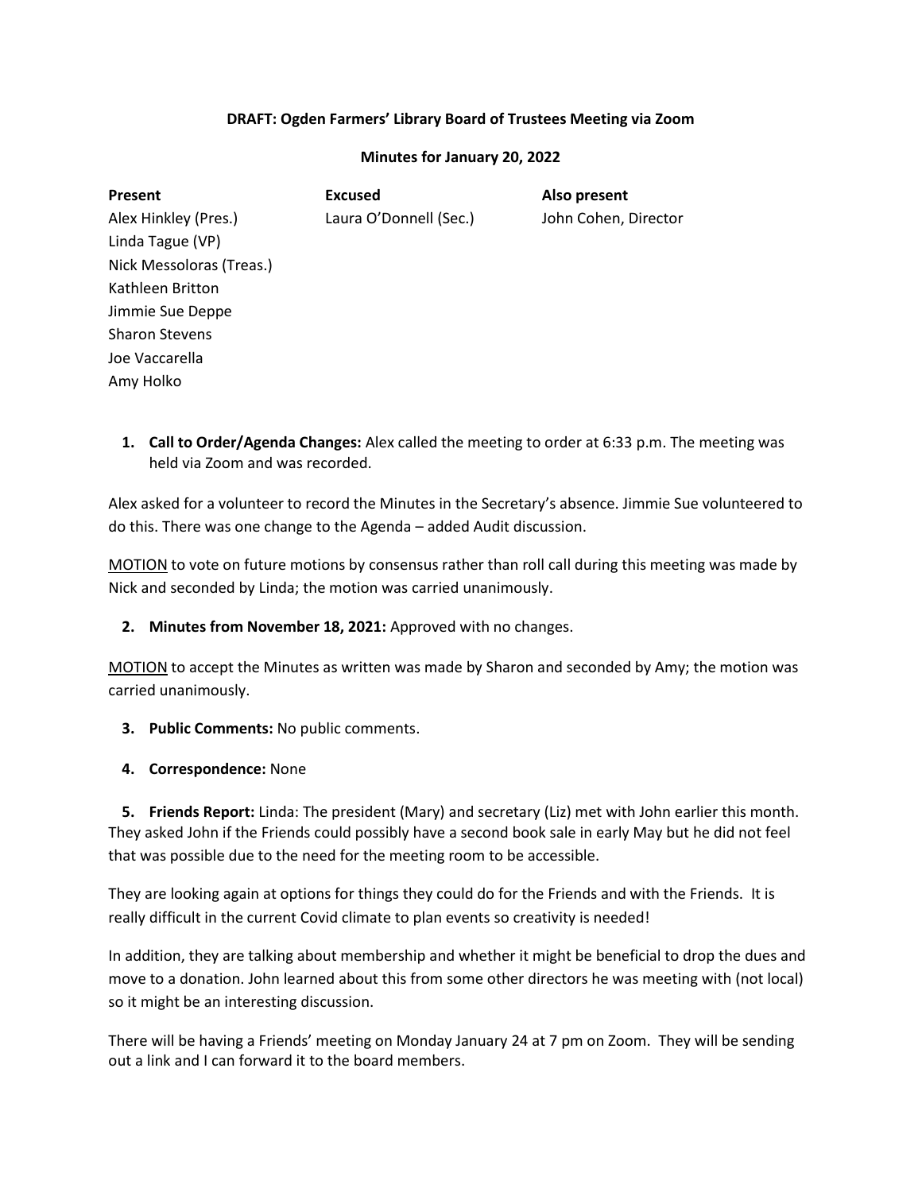**DRAFT: Ogden Farmers' Library Board of Trustees Meeting via Zoom**

**Minutes for January 20, 2022**

| Present | Excused | Also present |
|---|---|---|
| Alex Hinkley (Pres.) | Laura O'Donnell (Sec.) | John Cohen, Director |
| Linda Tague (VP) | | |
| Nick Messoloras (Treas.) | | |
| Kathleen Britton | | |
| Jimmie Sue Deppe | | |
| Sharon Stevens | | |
| Joe Vaccarella | | |
| Amy Holko | | |

1. **Call to Order/Agenda Changes:** Alex called the meeting to order at 6:33 p.m. The meeting was held via Zoom and was recorded.

Alex asked for a volunteer to record the Minutes in the Secretary's absence. Jimmie Sue volunteered to do this. There was one change to the Agenda – added Audit discussion.

MOTION to vote on future motions by consensus rather than roll call during this meeting was made by Nick and seconded by Linda; the motion was carried unanimously.

2. **Minutes from November 18, 2021:** Approved with no changes.

MOTION to accept the Minutes as written was made by Sharon and seconded by Amy; the motion was carried unanimously.

3. **Public Comments:** No public comments.

4. **Correspondence:** None

5. **Friends Report:** Linda: The president (Mary) and secretary (Liz) met with John earlier this month. They asked John if the Friends could possibly have a second book sale in early May but he did not feel that was possible due to the need for the meeting room to be accessible.

They are looking again at options for things they could do for the Friends and with the Friends. It is really difficult in the current Covid climate to plan events so creativity is needed!

In addition, they are talking about membership and whether it might be beneficial to drop the dues and move to a donation. John learned about this from some other directors he was meeting with (not local) so it might be an interesting discussion.

There will be having a Friends' meeting on Monday January 24 at 7 pm on Zoom. They will be sending out a link and I can forward it to the board members.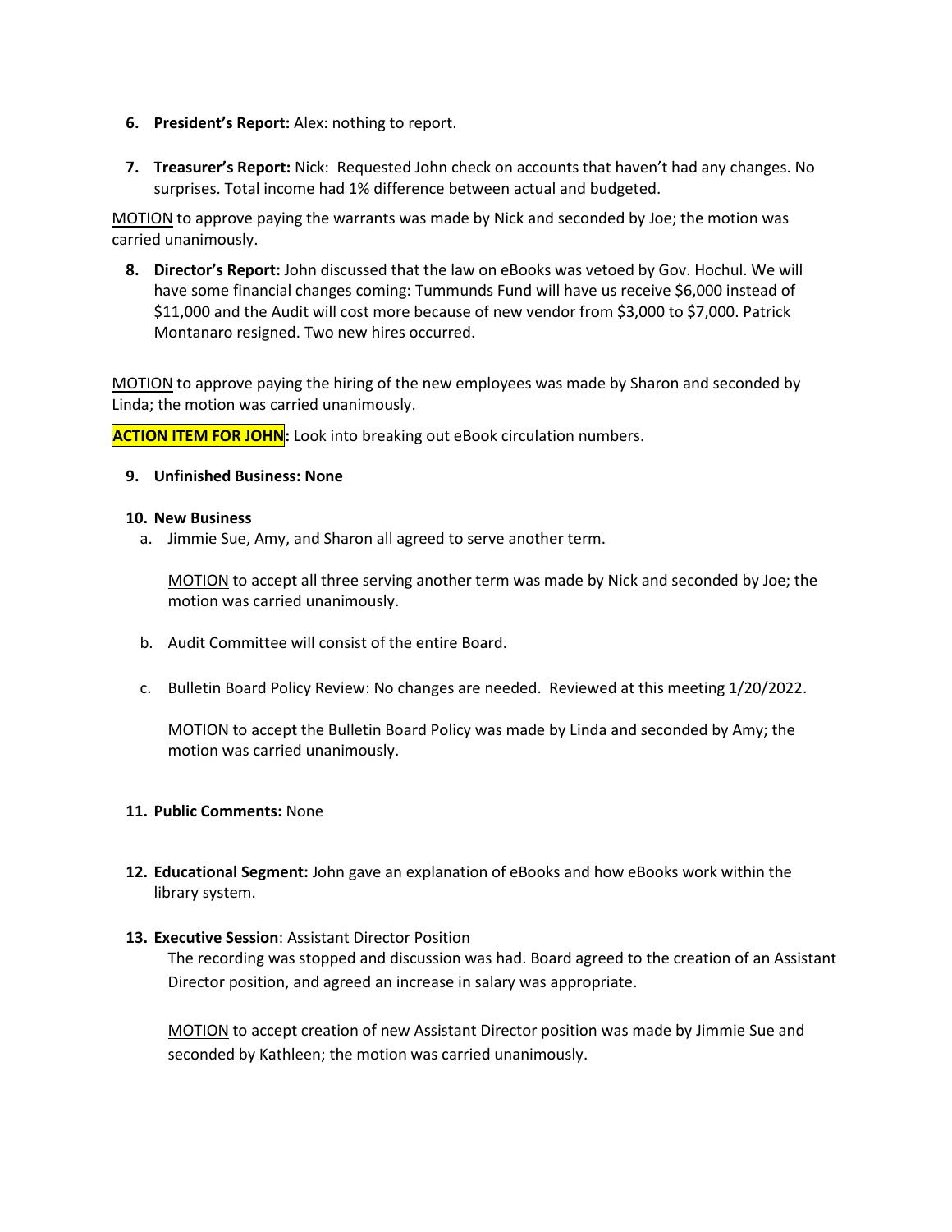6. **President's Report:** Alex: nothing to report.

7. **Treasurer's Report:** Nick: Requested John check on accounts that haven't had any changes. No surprises. Total income had 1% difference between actual and budgeted.

<u>MOTION</u> to approve paying the warrants was made by Nick and seconded by Joe; the motion was carried unanimously.

8. **Director's Report:** John discussed that the law on eBooks was vetoed by Gov. Hochul. We will have some financial changes coming: Tummunds Fund will have us receive $6,000 instead of $11,000 and the Audit will cost more because of new vendor from $3,000 to $7,000. Patrick Montanaro resigned. Two new hires occurred.

<u>MOTION</u> to approve paying the hiring of the new employees was made by Sharon and seconded by Linda; the motion was carried unanimously.

**ACTION ITEM FOR JOHN:** Look into breaking out eBook circulation numbers.

9. **Unfinished Business: None**

10. **New Business**

    a. Jimmie Sue, Amy, and Sharon all agreed to serve another term.

    <u>MOTION</u> to accept all three serving another term was made by Nick and seconded by Joe; the motion was carried unanimously.

    b. Audit Committee will consist of the entire Board.

    c. Bulletin Board Policy Review: No changes are needed. Reviewed at this meeting 1/20/2022.

    <u>MOTION</u> to accept the Bulletin Board Policy was made by Linda and seconded by Amy; the motion was carried unanimously.

11. **Public Comments:** None

12. **Educational Segment:** John gave an explanation of eBooks and how eBooks work within the library system.

13. **Executive Session**: Assistant Director Position

    The recording was stopped and discussion was had. Board agreed to the creation of an Assistant Director position, and agreed an increase in salary was appropriate.

    <u>MOTION</u> to accept creation of new Assistant Director position was made by Jimmie Sue and seconded by Kathleen; the motion was carried unanimously.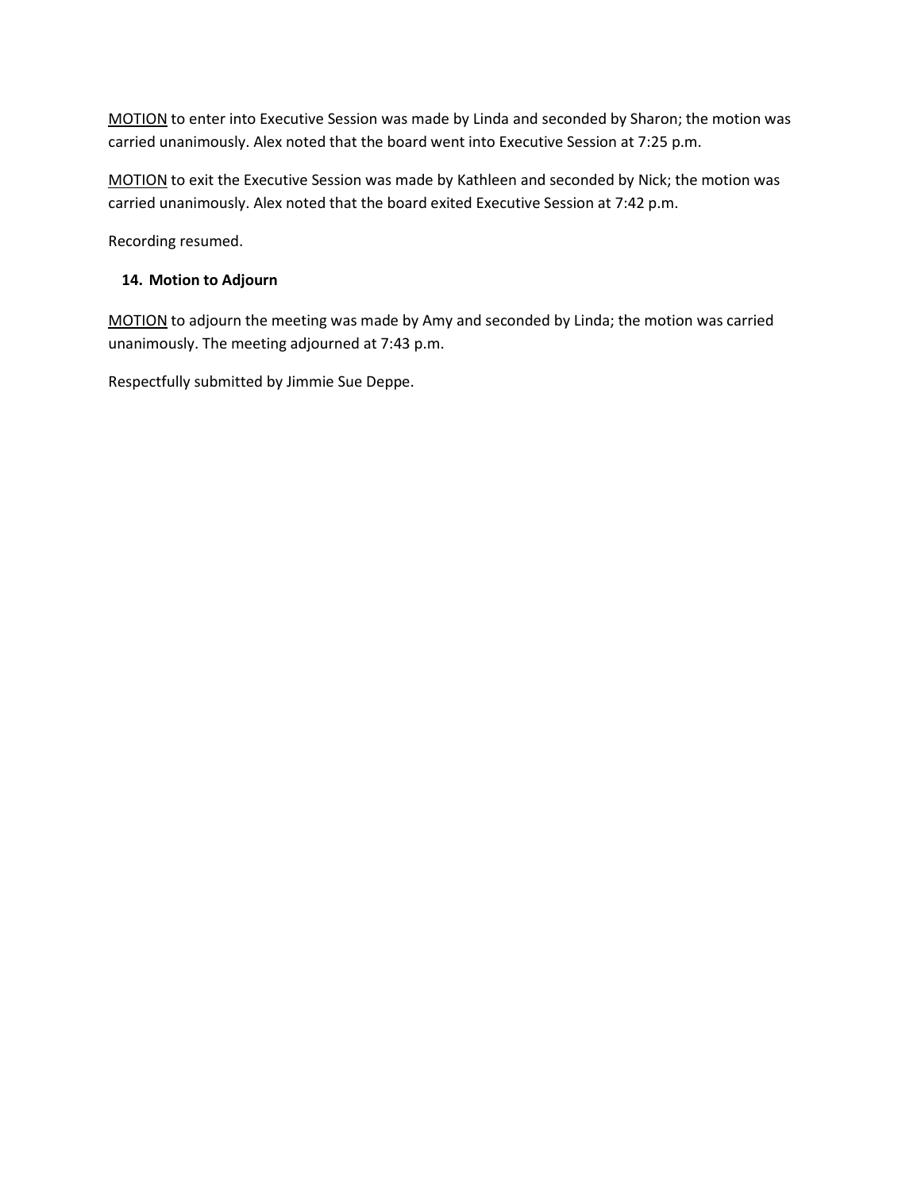<u>MOTION</u> to enter into Executive Session was made by Linda and seconded by Sharon; the motion was carried unanimously. Alex noted that the board went into Executive Session at 7:25 p.m.

<u>MOTION</u> to exit the Executive Session was made by Kathleen and seconded by Nick; the motion was carried unanimously. Alex noted that the board exited Executive Session at 7:42 p.m.

Recording resumed.

**14. Motion to Adjourn**

<u>MOTION</u> to adjourn the meeting was made by Amy and seconded by Linda; the motion was carried unanimously. The meeting adjourned at 7:43 p.m.

Respectfully submitted by Jimmie Sue Deppe.